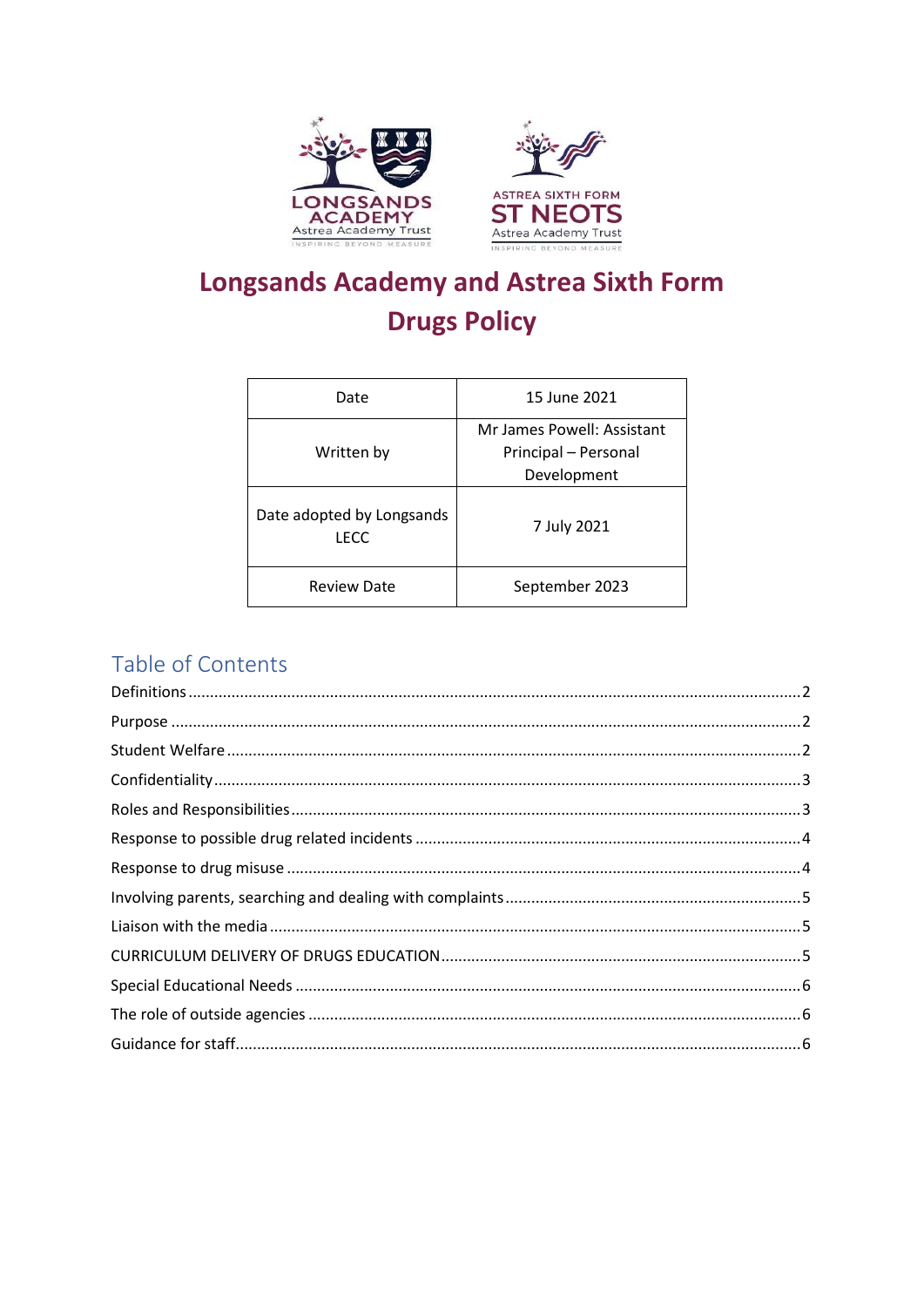# Longsands Academy and Astrea Sixth Form Drugs Policy

| Date | 15 June 2021 |
|---|---|
| Written by | Mr James Powell: Assistant Principal – Personal Development |
| Date adopted by Longsands LECC | 7 July 2021 |
| Review Date | September 2023 |

## Table of Contents

Definitions ........ 2
Purpose ........ 2
Student Welfare ........ 2
Confidentiality ........ 3
Roles and Responsibilities ........ 3
Response to possible drug related incidents ........ 4
Response to drug misuse ........ 4
Involving parents, searching and dealing with complaints ........ 5
Liaison with the media ........ 5
CURRICULUM DELIVERY OF DRUGS EDUCATION ........ 5
Special Educational Needs ........ 6
The role of outside agencies ........ 6
Guidance for staff ........ 6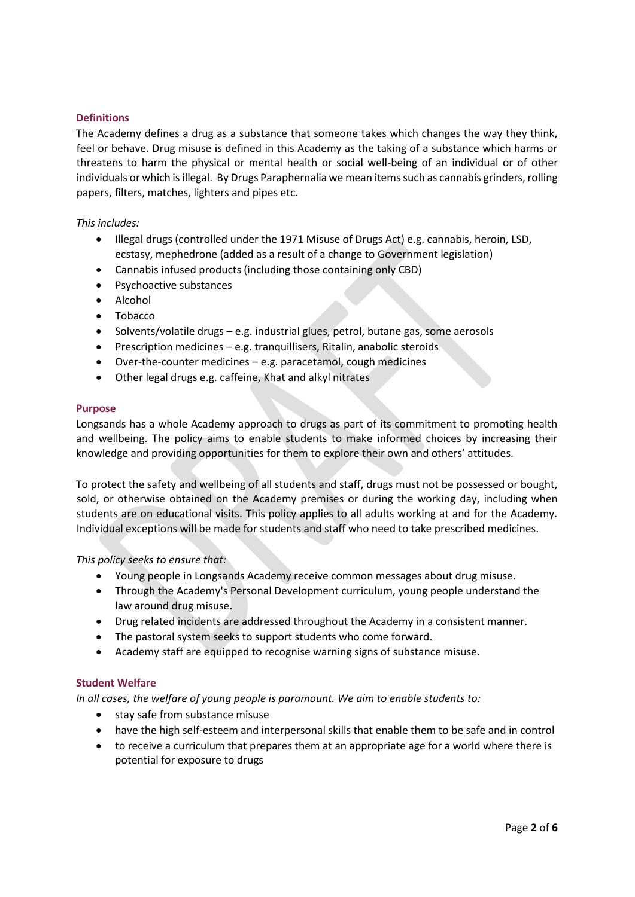## Definitions

The Academy defines a drug as a substance that someone takes which changes the way they think, feel or behave. Drug misuse is defined in this Academy as the taking of a substance which harms or threatens to harm the physical or mental health or social well-being of an individual or of other individuals or which is illegal. By Drugs Paraphernalia we mean items such as cannabis grinders, rolling papers, filters, matches, lighters and pipes etc.

*This includes:*

- Illegal drugs (controlled under the 1971 Misuse of Drugs Act) e.g. cannabis, heroin, LSD, ecstasy, mephedrone (added as a result of a change to Government legislation)
- Cannabis infused products (including those containing only CBD)
- Psychoactive substances
- Alcohol
- Tobacco
- Solvents/volatile drugs – e.g. industrial glues, petrol, butane gas, some aerosols
- Prescription medicines – e.g. tranquillisers, Ritalin, anabolic steroids
- Over-the-counter medicines – e.g. paracetamol, cough medicines
- Other legal drugs e.g. caffeine, Khat and alkyl nitrates

## Purpose

Longsands has a whole Academy approach to drugs as part of its commitment to promoting health and wellbeing. The policy aims to enable students to make informed choices by increasing their knowledge and providing opportunities for them to explore their own and others' attitudes.

To protect the safety and wellbeing of all students and staff, drugs must not be possessed or bought, sold, or otherwise obtained on the Academy premises or during the working day, including when students are on educational visits. This policy applies to all adults working at and for the Academy. Individual exceptions will be made for students and staff who need to take prescribed medicines.

*This policy seeks to ensure that:*

- Young people in Longsands Academy receive common messages about drug misuse.
- Through the Academy's Personal Development curriculum, young people understand the law around drug misuse.
- Drug related incidents are addressed throughout the Academy in a consistent manner.
- The pastoral system seeks to support students who come forward.
- Academy staff are equipped to recognise warning signs of substance misuse.

## Student Welfare

*In all cases, the welfare of young people is paramount. We aim to enable students to:*

- stay safe from substance misuse
- have the high self-esteem and interpersonal skills that enable them to be safe and in control
- to receive a curriculum that prepares them at an appropriate age for a world where there is potential for exposure to drugs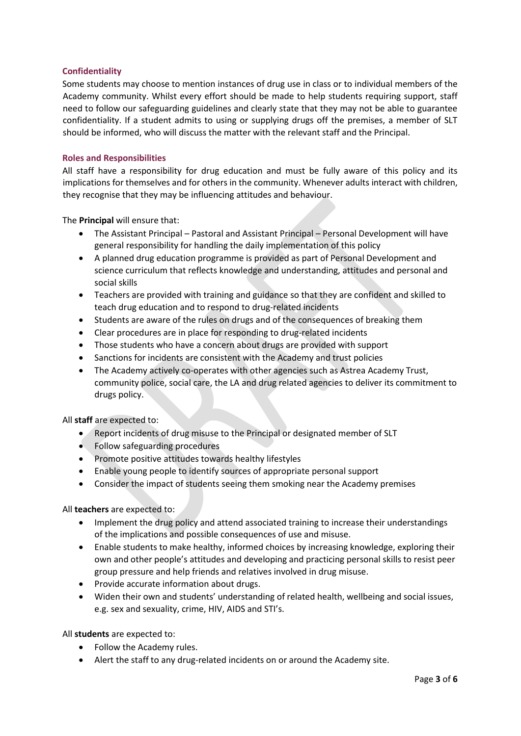## Confidentiality

Some students may choose to mention instances of drug use in class or to individual members of the Academy community. Whilst every effort should be made to help students requiring support, staff need to follow our safeguarding guidelines and clearly state that they may not be able to guarantee confidentiality. If a student admits to using or supplying drugs off the premises, a member of SLT should be informed, who will discuss the matter with the relevant staff and the Principal.

## Roles and Responsibilities

All staff have a responsibility for drug education and must be fully aware of this policy and its implications for themselves and for others in the community. Whenever adults interact with children, they recognise that they may be influencing attitudes and behaviour.

The **Principal** will ensure that:

- The Assistant Principal – Pastoral and Assistant Principal – Personal Development will have general responsibility for handling the daily implementation of this policy
- A planned drug education programme is provided as part of Personal Development and science curriculum that reflects knowledge and understanding, attitudes and personal and social skills
- Teachers are provided with training and guidance so that they are confident and skilled to teach drug education and to respond to drug-related incidents
- Students are aware of the rules on drugs and of the consequences of breaking them
- Clear procedures are in place for responding to drug-related incidents
- Those students who have a concern about drugs are provided with support
- Sanctions for incidents are consistent with the Academy and trust policies
- The Academy actively co-operates with other agencies such as Astrea Academy Trust, community police, social care, the LA and drug related agencies to deliver its commitment to drugs policy.

All **staff** are expected to:

- Report incidents of drug misuse to the Principal or designated member of SLT
- Follow safeguarding procedures
- Promote positive attitudes towards healthy lifestyles
- Enable young people to identify sources of appropriate personal support
- Consider the impact of students seeing them smoking near the Academy premises

All **teachers** are expected to:

- Implement the drug policy and attend associated training to increase their understandings of the implications and possible consequences of use and misuse.
- Enable students to make healthy, informed choices by increasing knowledge, exploring their own and other people's attitudes and developing and practicing personal skills to resist peer group pressure and help friends and relatives involved in drug misuse.
- Provide accurate information about drugs.
- Widen their own and students' understanding of related health, wellbeing and social issues, e.g. sex and sexuality, crime, HIV, AIDS and STI's.

All **students** are expected to:

- Follow the Academy rules.
- Alert the staff to any drug-related incidents on or around the Academy site.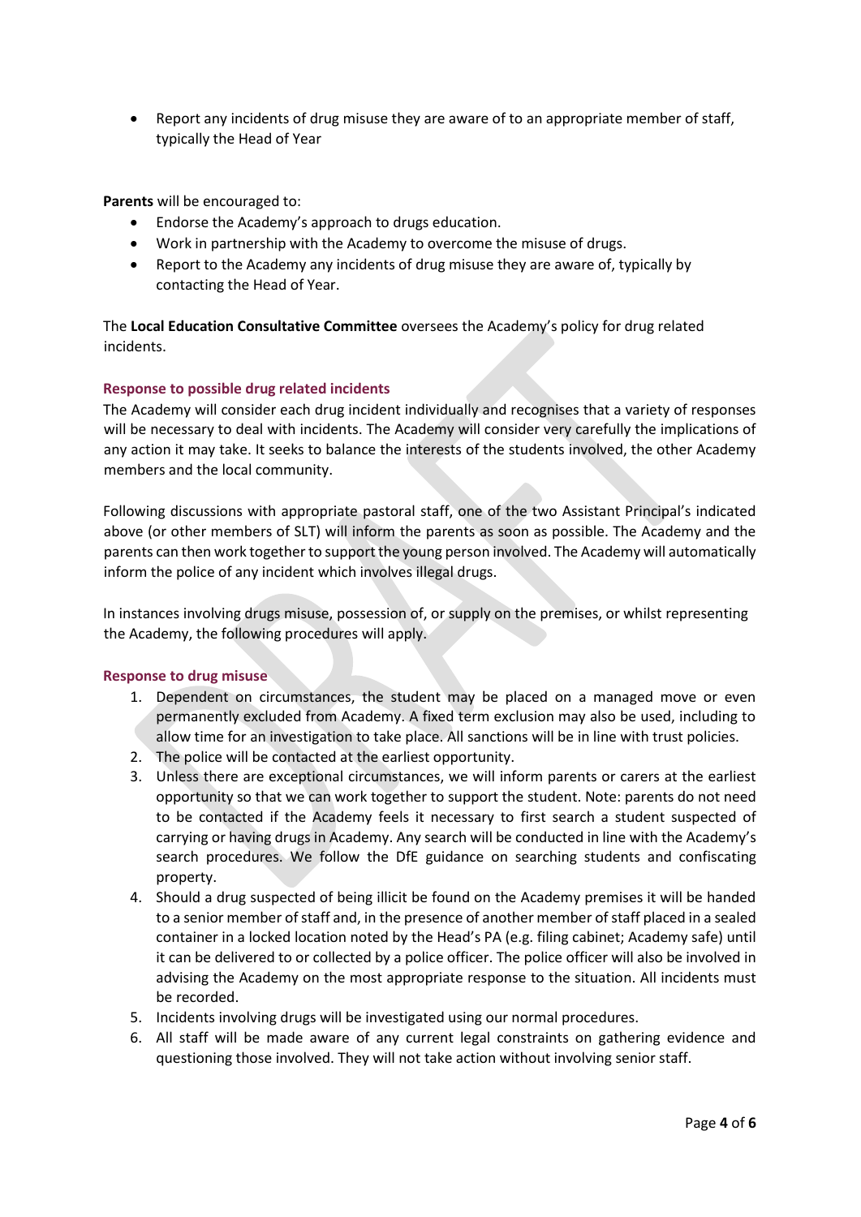- Report any incidents of drug misuse they are aware of to an appropriate member of staff, typically the Head of Year

**Parents** will be encouraged to:

- Endorse the Academy's approach to drugs education.
- Work in partnership with the Academy to overcome the misuse of drugs.
- Report to the Academy any incidents of drug misuse they are aware of, typically by contacting the Head of Year.

The **Local Education Consultative Committee** oversees the Academy's policy for drug related incidents.

### Response to possible drug related incidents

The Academy will consider each drug incident individually and recognises that a variety of responses will be necessary to deal with incidents. The Academy will consider very carefully the implications of any action it may take. It seeks to balance the interests of the students involved, the other Academy members and the local community.

Following discussions with appropriate pastoral staff, one of the two Assistant Principal's indicated above (or other members of SLT) will inform the parents as soon as possible. The Academy and the parents can then work together to support the young person involved. The Academy will automatically inform the police of any incident which involves illegal drugs.

In instances involving drugs misuse, possession of, or supply on the premises, or whilst representing the Academy, the following procedures will apply.

### Response to drug misuse

1. Dependent on circumstances, the student may be placed on a managed move or even permanently excluded from Academy. A fixed term exclusion may also be used, including to allow time for an investigation to take place. All sanctions will be in line with trust policies.
2. The police will be contacted at the earliest opportunity.
3. Unless there are exceptional circumstances, we will inform parents or carers at the earliest opportunity so that we can work together to support the student. Note: parents do not need to be contacted if the Academy feels it necessary to first search a student suspected of carrying or having drugs in Academy. Any search will be conducted in line with the Academy's search procedures. We follow the DfE guidance on searching students and confiscating property.
4. Should a drug suspected of being illicit be found on the Academy premises it will be handed to a senior member of staff and, in the presence of another member of staff placed in a sealed container in a locked location noted by the Head's PA (e.g. filing cabinet; Academy safe) until it can be delivered to or collected by a police officer. The police officer will also be involved in advising the Academy on the most appropriate response to the situation. All incidents must be recorded.
5. Incidents involving drugs will be investigated using our normal procedures.
6. All staff will be made aware of any current legal constraints on gathering evidence and questioning those involved. They will not take action without involving senior staff.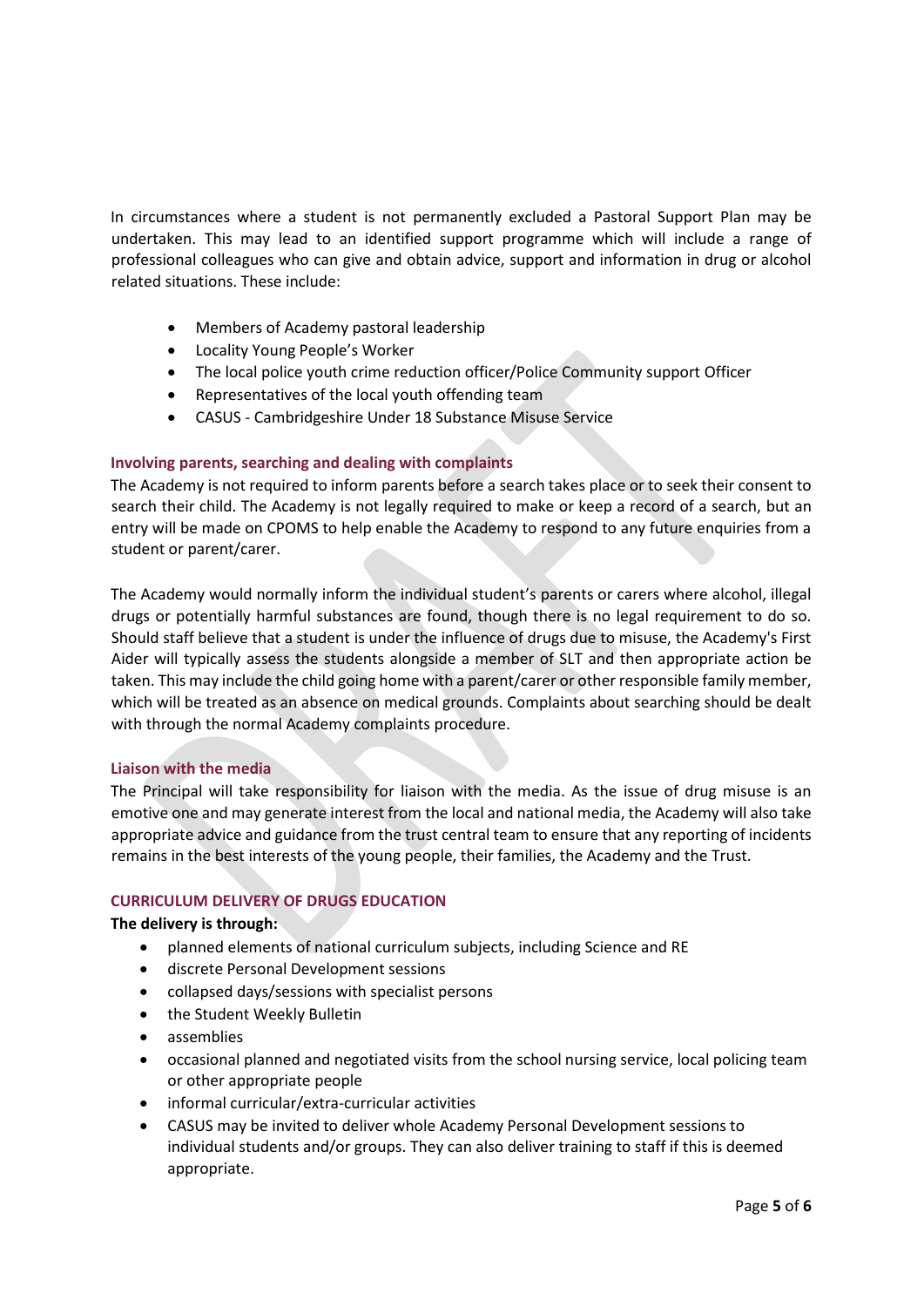In circumstances where a student is not permanently excluded a Pastoral Support Plan may be undertaken. This may lead to an identified support programme which will include a range of professional colleagues who can give and obtain advice, support and information in drug or alcohol related situations. These include:

- Members of Academy pastoral leadership
- Locality Young People's Worker
- The local police youth crime reduction officer/Police Community support Officer
- Representatives of the local youth offending team
- CASUS - Cambridgeshire Under 18 Substance Misuse Service

### Involving parents, searching and dealing with complaints

The Academy is not required to inform parents before a search takes place or to seek their consent to search their child. The Academy is not legally required to make or keep a record of a search, but an entry will be made on CPOMS to help enable the Academy to respond to any future enquiries from a student or parent/carer.

The Academy would normally inform the individual student's parents or carers where alcohol, illegal drugs or potentially harmful substances are found, though there is no legal requirement to do so. Should staff believe that a student is under the influence of drugs due to misuse, the Academy's First Aider will typically assess the students alongside a member of SLT and then appropriate action be taken. This may include the child going home with a parent/carer or other responsible family member, which will be treated as an absence on medical grounds. Complaints about searching should be dealt with through the normal Academy complaints procedure.

### Liaison with the media

The Principal will take responsibility for liaison with the media. As the issue of drug misuse is an emotive one and may generate interest from the local and national media, the Academy will also take appropriate advice and guidance from the trust central team to ensure that any reporting of incidents remains in the best interests of the young people, their families, the Academy and the Trust.

## CURRICULUM DELIVERY OF DRUGS EDUCATION

**The delivery is through:**

- planned elements of national curriculum subjects, including Science and RE
- discrete Personal Development sessions
- collapsed days/sessions with specialist persons
- the Student Weekly Bulletin
- assemblies
- occasional planned and negotiated visits from the school nursing service, local policing team or other appropriate people
- informal curricular/extra-curricular activities
- CASUS may be invited to deliver whole Academy Personal Development sessions to individual students and/or groups. They can also deliver training to staff if this is deemed appropriate.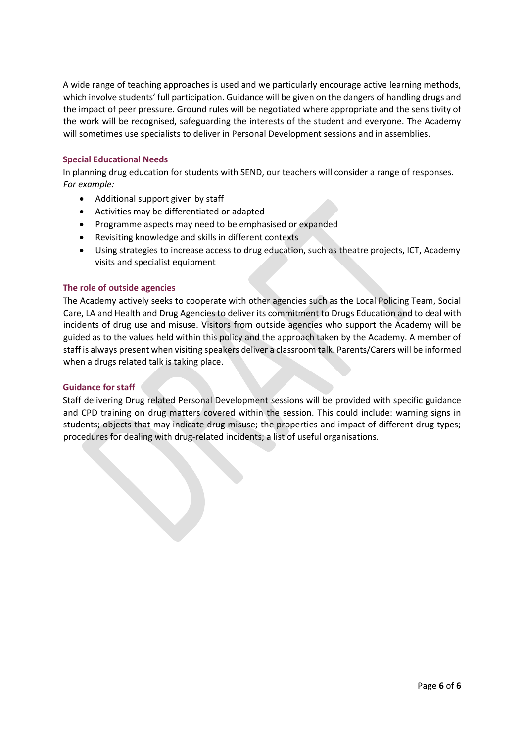A wide range of teaching approaches is used and we particularly encourage active learning methods, which involve students' full participation. Guidance will be given on the dangers of handling drugs and the impact of peer pressure. Ground rules will be negotiated where appropriate and the sensitivity of the work will be recognised, safeguarding the interests of the student and everyone. The Academy will sometimes use specialists to deliver in Personal Development sessions and in assemblies.

### Special Educational Needs

In planning drug education for students with SEND, our teachers will consider a range of responses. *For example:*

- Additional support given by staff
- Activities may be differentiated or adapted
- Programme aspects may need to be emphasised or expanded
- Revisiting knowledge and skills in different contexts
- Using strategies to increase access to drug education, such as theatre projects, ICT, Academy visits and specialist equipment

### The role of outside agencies

The Academy actively seeks to cooperate with other agencies such as the Local Policing Team, Social Care, LA and Health and Drug Agencies to deliver its commitment to Drugs Education and to deal with incidents of drug use and misuse. Visitors from outside agencies who support the Academy will be guided as to the values held within this policy and the approach taken by the Academy. A member of staff is always present when visiting speakers deliver a classroom talk. Parents/Carers will be informed when a drugs related talk is taking place.

### Guidance for staff

Staff delivering Drug related Personal Development sessions will be provided with specific guidance and CPD training on drug matters covered within the session. This could include: warning signs in students; objects that may indicate drug misuse; the properties and impact of different drug types; procedures for dealing with drug-related incidents; a list of useful organisations.